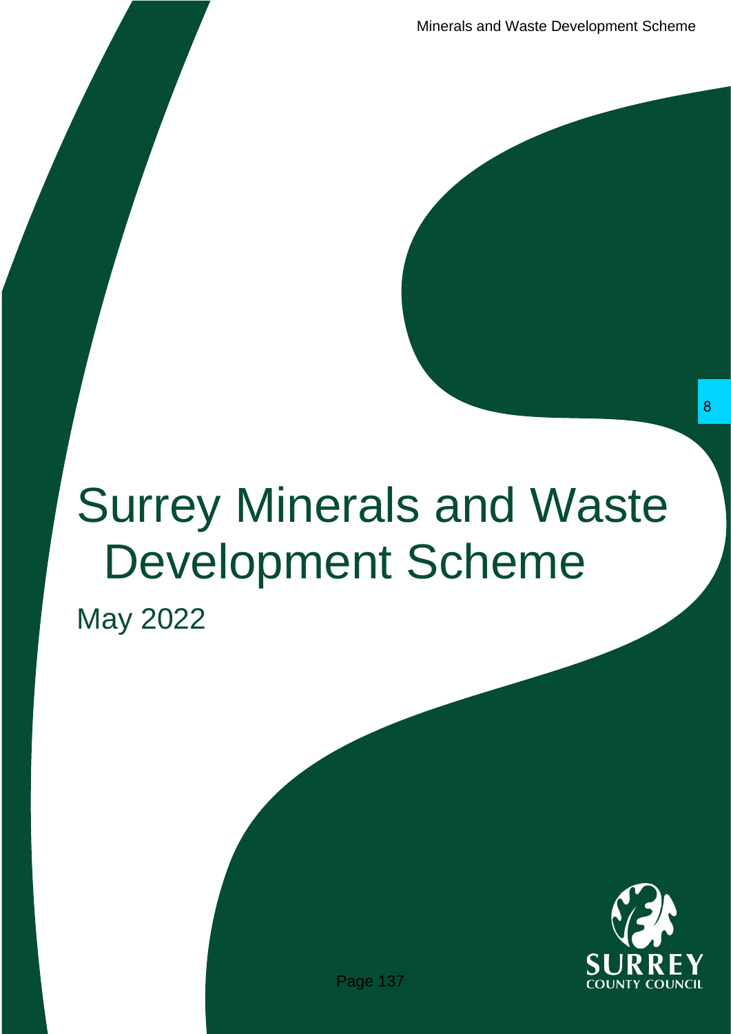# Surrey Minerals and Waste Development Scheme

May 2022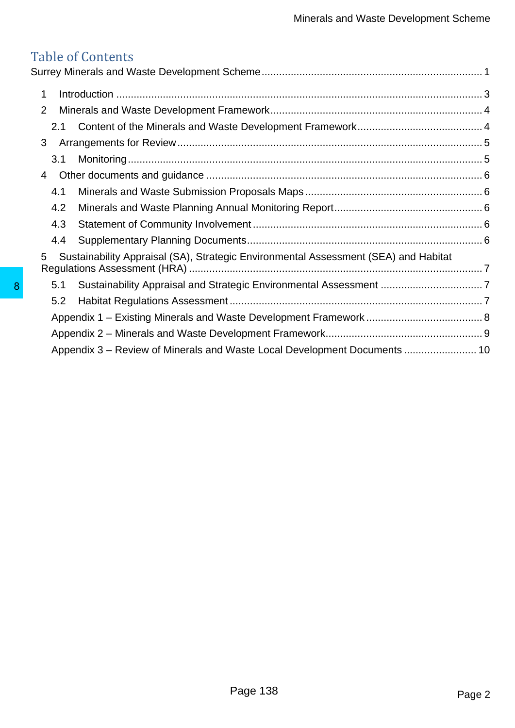# Table of Contents

Surrey Minerals and Waste Development Scheme ........ 1

1 Introduction ........ 3
2 Minerals and Waste Development Framework ........ 4
  2.1 Content of the Minerals and Waste Development Framework ........ 4
3 Arrangements for Review ........ 5
  3.1 Monitoring ........ 5
4 Other documents and guidance ........ 6
  4.1 Minerals and Waste Submission Proposals Maps ........ 6
  4.2 Minerals and Waste Planning Annual Monitoring Report ........ 6
  4.3 Statement of Community Involvement ........ 6
  4.4 Supplementary Planning Documents ........ 6
5 Sustainability Appraisal (SA), Strategic Environmental Assessment (SEA) and Habitat Regulations Assessment (HRA) ........ 7
  5.1 Sustainability Appraisal and Strategic Environmental Assessment ........ 7
  5.2 Habitat Regulations Assessment ........ 7
  Appendix 1 – Existing Minerals and Waste Development Framework ........ 8
  Appendix 2 – Minerals and Waste Development Framework ........ 9
  Appendix 3 – Review of Minerals and Waste Local Development Documents ........ 10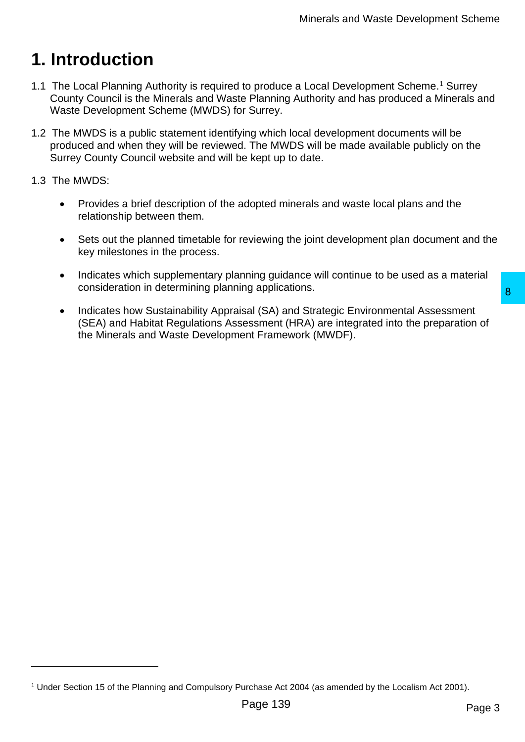# 1. Introduction

1.1 The Local Planning Authority is required to produce a Local Development Scheme.[1] Surrey County Council is the Minerals and Waste Planning Authority and has produced a Minerals and Waste Development Scheme (MWDS) for Surrey.

1.2 The MWDS is a public statement identifying which local development documents will be produced and when they will be reviewed. The MWDS will be made available publicly on the Surrey County Council website and will be kept up to date.

1.3 The MWDS:

- Provides a brief description of the adopted minerals and waste local plans and the relationship between them.
- Sets out the planned timetable for reviewing the joint development plan document and the key milestones in the process.
- Indicates which supplementary planning guidance will continue to be used as a material consideration in determining planning applications.
- Indicates how Sustainability Appraisal (SA) and Strategic Environmental Assessment (SEA) and Habitat Regulations Assessment (HRA) are integrated into the preparation of the Minerals and Waste Development Framework (MWDF).

[1] Under Section 15 of the Planning and Compulsory Purchase Act 2004 (as amended by the Localism Act 2001).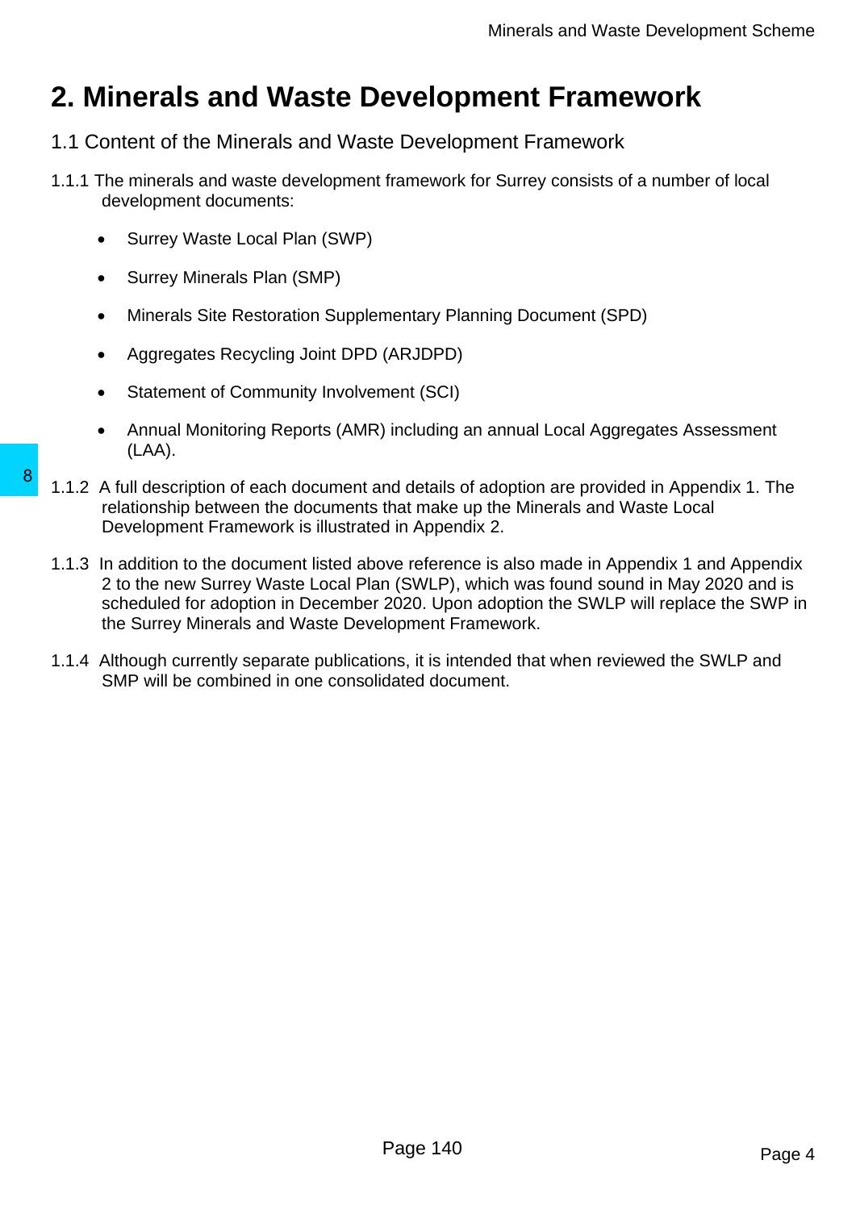# 2. Minerals and Waste Development Framework

## 1.1 Content of the Minerals and Waste Development Framework

1.1.1 The minerals and waste development framework for Surrey consists of a number of local development documents:

- Surrey Waste Local Plan (SWP)
- Surrey Minerals Plan (SMP)
- Minerals Site Restoration Supplementary Planning Document (SPD)
- Aggregates Recycling Joint DPD (ARJDPD)
- Statement of Community Involvement (SCI)
- Annual Monitoring Reports (AMR) including an annual Local Aggregates Assessment (LAA).

1.1.2 A full description of each document and details of adoption are provided in Appendix 1. The relationship between the documents that make up the Minerals and Waste Local Development Framework is illustrated in Appendix 2.

1.1.3 In addition to the document listed above reference is also made in Appendix 1 and Appendix 2 to the new Surrey Waste Local Plan (SWLP), which was found sound in May 2020 and is scheduled for adoption in December 2020. Upon adoption the SWLP will replace the SWP in the Surrey Minerals and Waste Development Framework.

1.1.4 Although currently separate publications, it is intended that when reviewed the SWLP and SMP will be combined in one consolidated document.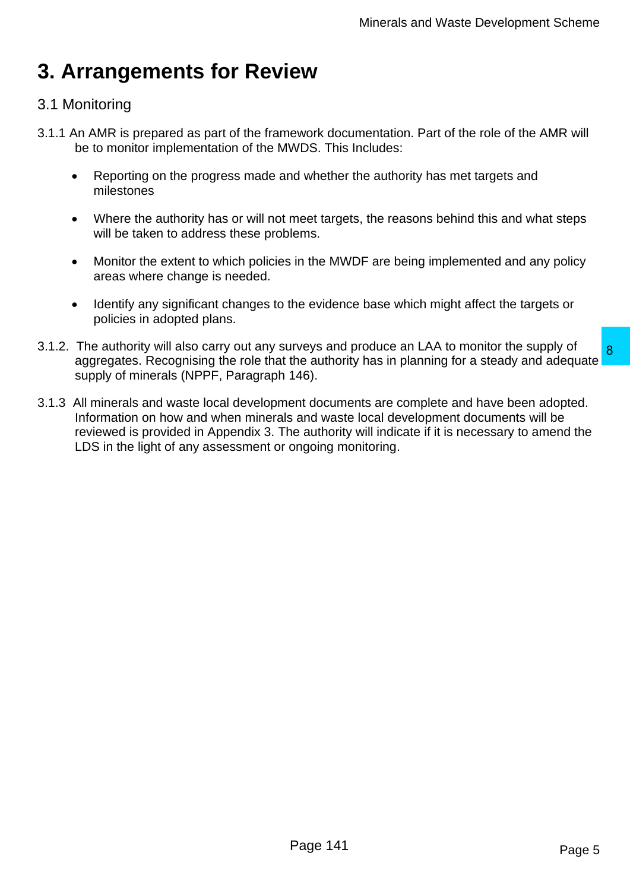# 3. Arrangements for Review

## 3.1 Monitoring

3.1.1 An AMR is prepared as part of the framework documentation. Part of the role of the AMR will be to monitor implementation of the MWDS. This Includes:

- Reporting on the progress made and whether the authority has met targets and milestones
- Where the authority has or will not meet targets, the reasons behind this and what steps will be taken to address these problems.
- Monitor the extent to which policies in the MWDF are being implemented and any policy areas where change is needed.
- Identify any significant changes to the evidence base which might affect the targets or policies in adopted plans.

3.1.2. The authority will also carry out any surveys and produce an LAA to monitor the supply of aggregates. Recognising the role that the authority has in planning for a steady and adequate supply of minerals (NPPF, Paragraph 146).

3.1.3 All minerals and waste local development documents are complete and have been adopted. Information on how and when minerals and waste local development documents will be reviewed is provided in Appendix 3. The authority will indicate if it is necessary to amend the LDS in the light of any assessment or ongoing monitoring.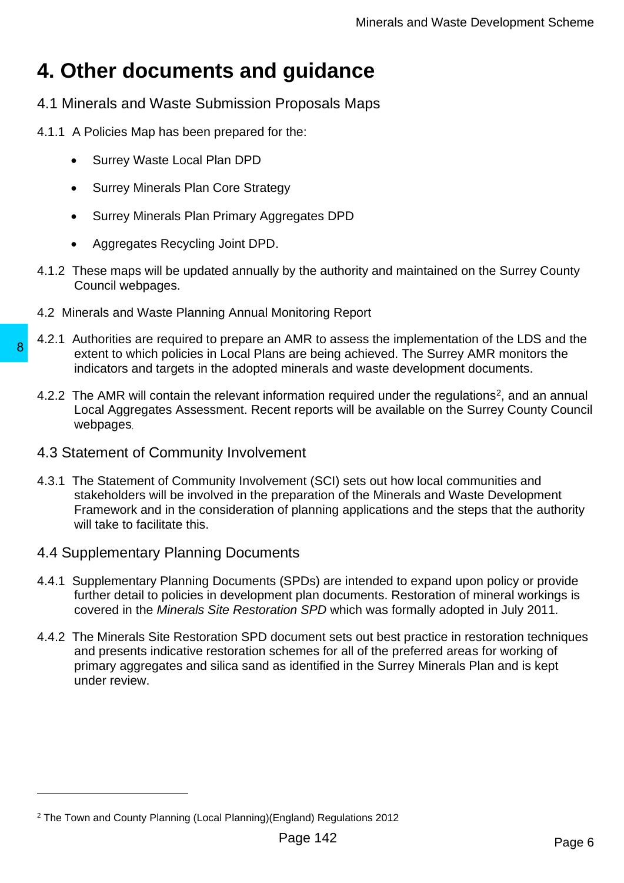# 4. Other documents and guidance

## 4.1 Minerals and Waste Submission Proposals Maps

4.1.1 A Policies Map has been prepared for the:

- Surrey Waste Local Plan DPD
- Surrey Minerals Plan Core Strategy
- Surrey Minerals Plan Primary Aggregates DPD
- Aggregates Recycling Joint DPD.

4.1.2 These maps will be updated annually by the authority and maintained on the Surrey County Council webpages.

## 4.2 Minerals and Waste Planning Annual Monitoring Report

4.2.1 Authorities are required to prepare an AMR to assess the implementation of the LDS and the extent to which policies in Local Plans are being achieved. The Surrey AMR monitors the indicators and targets in the adopted minerals and waste development documents.

4.2.2 The AMR will contain the relevant information required under the regulations[2], and an annual Local Aggregates Assessment. Recent reports will be available on the Surrey County Council webpages.

## 4.3 Statement of Community Involvement

4.3.1 The Statement of Community Involvement (SCI) sets out how local communities and stakeholders will be involved in the preparation of the Minerals and Waste Development Framework and in the consideration of planning applications and the steps that the authority will take to facilitate this.

## 4.4 Supplementary Planning Documents

4.4.1 Supplementary Planning Documents (SPDs) are intended to expand upon policy or provide further detail to policies in development plan documents. Restoration of mineral workings is covered in the *Minerals Site Restoration SPD* which was formally adopted in July 2011.

4.4.2 The Minerals Site Restoration SPD document sets out best practice in restoration techniques and presents indicative restoration schemes for all of the preferred areas for working of primary aggregates and silica sand as identified in the Surrey Minerals Plan and is kept under review.

---

[2] The Town and County Planning (Local Planning)(England) Regulations 2012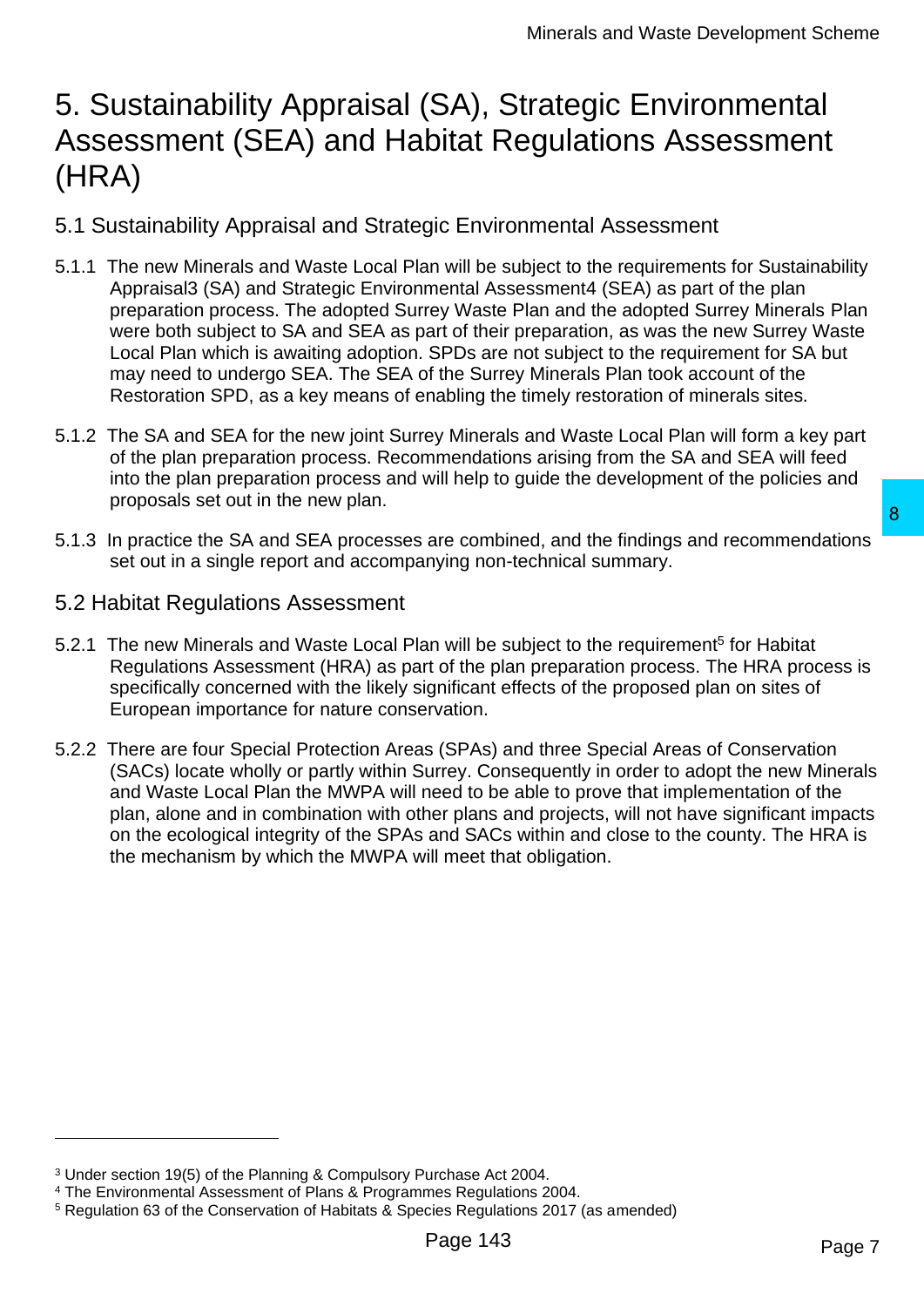# 5. Sustainability Appraisal (SA), Strategic Environmental Assessment (SEA) and Habitat Regulations Assessment (HRA)

## 5.1 Sustainability Appraisal and Strategic Environmental Assessment

5.1.1 The new Minerals and Waste Local Plan will be subject to the requirements for Sustainability Appraisal[3] (SA) and Strategic Environmental Assessment[4] (SEA) as part of the plan preparation process. The adopted Surrey Waste Plan and the adopted Surrey Minerals Plan were both subject to SA and SEA as part of their preparation, as was the new Surrey Waste Local Plan which is awaiting adoption. SPDs are not subject to the requirement for SA but may need to undergo SEA. The SEA of the Surrey Minerals Plan took account of the Restoration SPD, as a key means of enabling the timely restoration of minerals sites.

5.1.2 The SA and SEA for the new joint Surrey Minerals and Waste Local Plan will form a key part of the plan preparation process. Recommendations arising from the SA and SEA will feed into the plan preparation process and will help to guide the development of the policies and proposals set out in the new plan.

5.1.3 In practice the SA and SEA processes are combined, and the findings and recommendations set out in a single report and accompanying non-technical summary.

## 5.2 Habitat Regulations Assessment

5.2.1 The new Minerals and Waste Local Plan will be subject to the requirement[5] for Habitat Regulations Assessment (HRA) as part of the plan preparation process. The HRA process is specifically concerned with the likely significant effects of the proposed plan on sites of European importance for nature conservation.

5.2.2 There are four Special Protection Areas (SPAs) and three Special Areas of Conservation (SACs) locate wholly or partly within Surrey. Consequently in order to adopt the new Minerals and Waste Local Plan the MWPA will need to be able to prove that implementation of the plan, alone and in combination with other plans and projects, will not have significant impacts on the ecological integrity of the SPAs and SACs within and close to the county. The HRA is the mechanism by which the MWPA will meet that obligation.

---

[3] Under section 19(5) of the Planning & Compulsory Purchase Act 2004.

[4] The Environmental Assessment of Plans & Programmes Regulations 2004.

[5] Regulation 63 of the Conservation of Habitats & Species Regulations 2017 (as amended)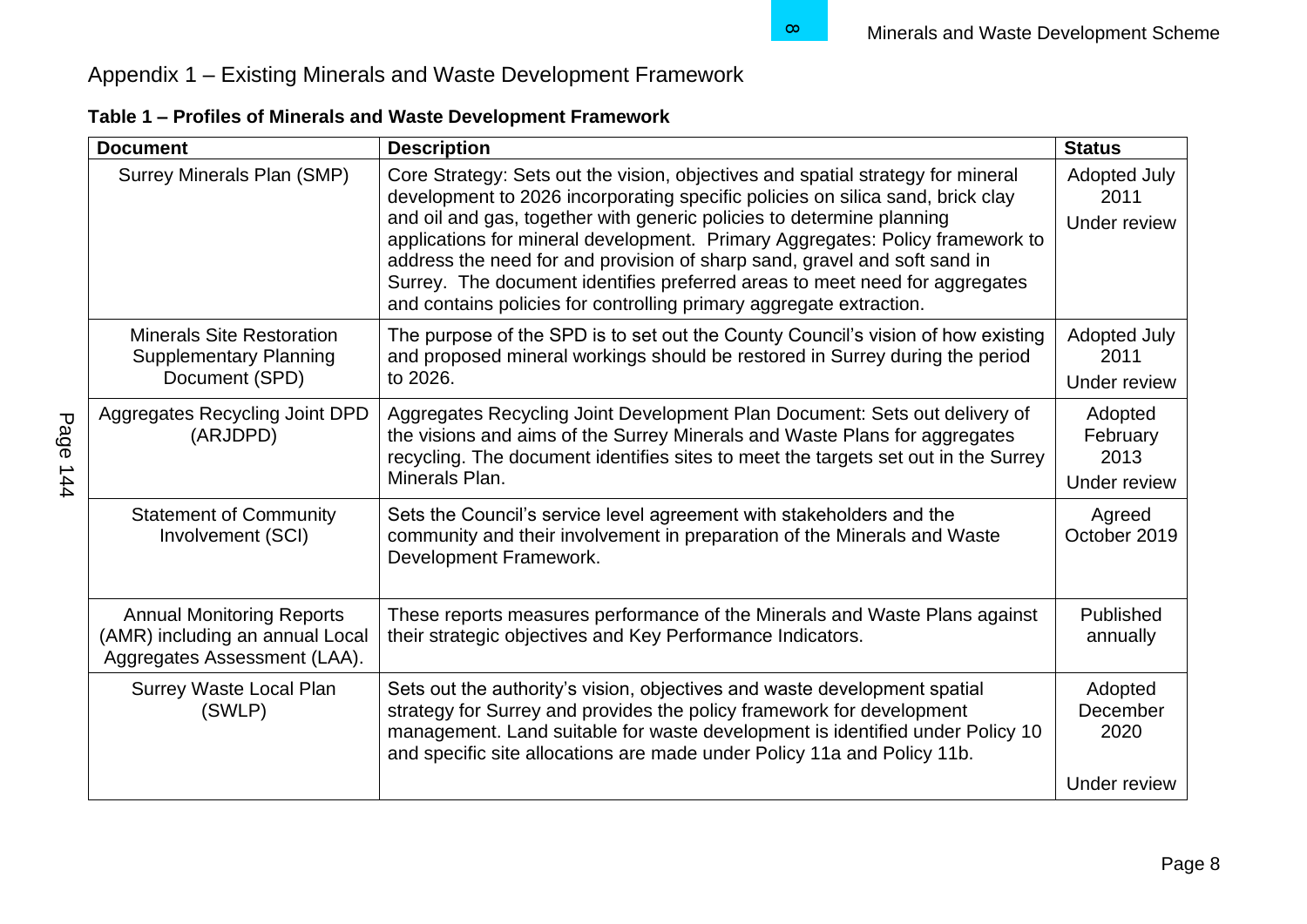## Appendix 1 – Existing Minerals and Waste Development Framework

**Table 1 – Profiles of Minerals and Waste Development Framework**

| Document | Description | Status |
|---|---|---|
| Surrey Minerals Plan (SMP) | Core Strategy: Sets out the vision, objectives and spatial strategy for mineral development to 2026 incorporating specific policies on silica sand, brick clay and oil and gas, together with generic policies to determine planning applications for mineral development. Primary Aggregates: Policy framework to address the need for and provision of sharp sand, gravel and soft sand in Surrey. The document identifies preferred areas to meet need for aggregates and contains policies for controlling primary aggregate extraction. | Adopted July 2011<br><br>Under review |
| Minerals Site Restoration Supplementary Planning Document (SPD) | The purpose of the SPD is to set out the County Council's vision of how existing and proposed mineral workings should be restored in Surrey during the period to 2026. | Adopted July 2011<br><br>Under review |
| Aggregates Recycling Joint DPD (ARJDPD) | Aggregates Recycling Joint Development Plan Document: Sets out delivery of the visions and aims of the Surrey Minerals and Waste Plans for aggregates recycling. The document identifies sites to meet the targets set out in the Surrey Minerals Plan. | Adopted February 2013<br><br>Under review |
| Statement of Community Involvement (SCI) | Sets the Council's service level agreement with stakeholders and the community and their involvement in preparation of the Minerals and Waste Development Framework. | Agreed October 2019 |
| Annual Monitoring Reports (AMR) including an annual Local Aggregates Assessment (LAA). | These reports measures performance of the Minerals and Waste Plans against their strategic objectives and Key Performance Indicators. | Published annually |
| Surrey Waste Local Plan (SWLP) | Sets out the authority's vision, objectives and waste development spatial strategy for Surrey and provides the policy framework for development management. Land suitable for waste development is identified under Policy 10 and specific site allocations are made under Policy 11a and Policy 11b. | Adopted December 2020<br><br>Under review |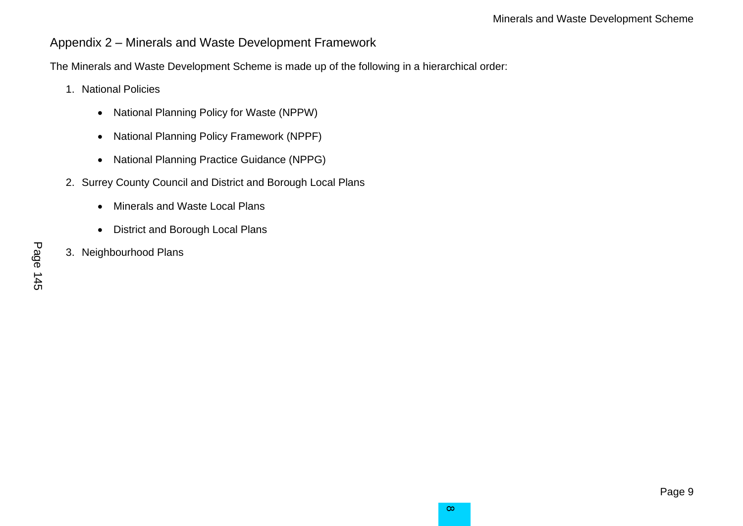## Appendix 2 – Minerals and Waste Development Framework

The Minerals and Waste Development Scheme is made up of the following in a hierarchical order:

1. National Policies
    - National Planning Policy for Waste (NPPW)
    - National Planning Policy Framework (NPPF)
    - National Planning Practice Guidance (NPPG)
2. Surrey County Council and District and Borough Local Plans
    - Minerals and Waste Local Plans
    - District and Borough Local Plans
3. Neighbourhood Plans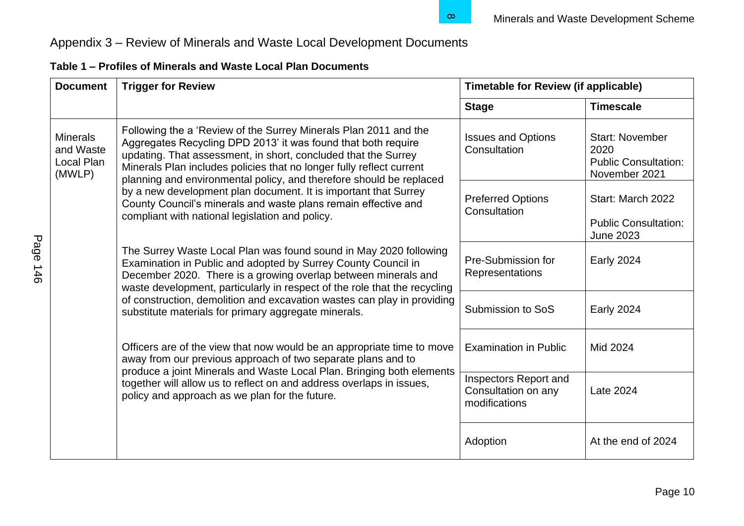# Appendix 3 – Review of Minerals and Waste Local Development Documents

**Table 1 – Profiles of Minerals and Waste Local Plan Documents**

| Document | Trigger for Review | Timetable for Review (if applicable) | |
|---|---|---|---|
| | | **Stage** | **Timescale** |
| Minerals and Waste Local Plan (MWLP) | Following the a 'Review of the Surrey Minerals Plan 2011 and the Aggregates Recycling DPD 2013' it was found that both require updating. That assessment, in short, concluded that the Surrey Minerals Plan includes policies that no longer fully reflect current planning and environmental policy, and therefore should be replaced by a new development plan document. It is important that Surrey County Council's minerals and waste plans remain effective and compliant with national legislation and policy.<br><br>The Surrey Waste Local Plan was found sound in May 2020 following Examination in Public and adopted by Surrey County Council in December 2020. There is a growing overlap between minerals and waste development, particularly in respect of the role that the recycling of construction, demolition and excavation wastes can play in providing substitute materials for primary aggregate minerals.<br><br>Officers are of the view that now would be an appropriate time to move away from our previous approach of two separate plans and to produce a joint Minerals and Waste Local Plan. Bringing both elements together will allow us to reflect on and address overlaps in issues, policy and approach as we plan for the future. | Issues and Options Consultation | Start: November 2020<br>Public Consultation: November 2021 |
| | | Preferred Options Consultation | Start: March 2022<br>Public Consultation: June 2023 |
| | | Pre-Submission for Representations | Early 2024 |
| | | Submission to SoS | Early 2024 |
| | | Examination in Public | Mid 2024 |
| | | Inspectors Report and Consultation on any modifications | Late 2024 |
| | | Adoption | At the end of 2024 |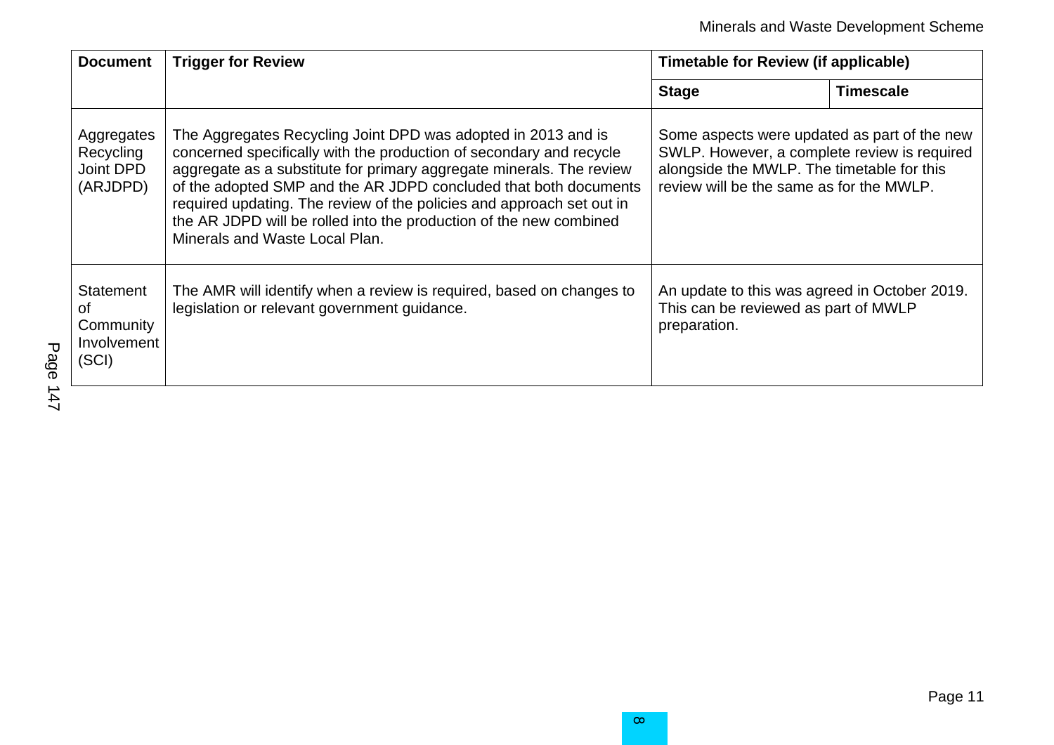| Document | Trigger for Review | Timetable for Review (if applicable) | |
|---|---|---|---|
| | | **Stage** | **Timescale** |
| Aggregates Recycling Joint DPD (ARJDPD) | The Aggregates Recycling Joint DPD was adopted in 2013 and is concerned specifically with the production of secondary and recycle aggregate as a substitute for primary aggregate minerals. The review of the adopted SMP and the AR JDPD concluded that both documents required updating. The review of the policies and approach set out in the AR JDPD will be rolled into the production of the new combined Minerals and Waste Local Plan. | Some aspects were updated as part of the new SWLP. However, a complete review is required alongside the MWLP. The timetable for this review will be the same as for the MWLP. | |
| Statement of Community Involvement (SCI) | The AMR will identify when a review is required, based on changes to legislation or relevant government guidance. | An update to this was agreed in October 2019. This can be reviewed as part of MWLP preparation. | |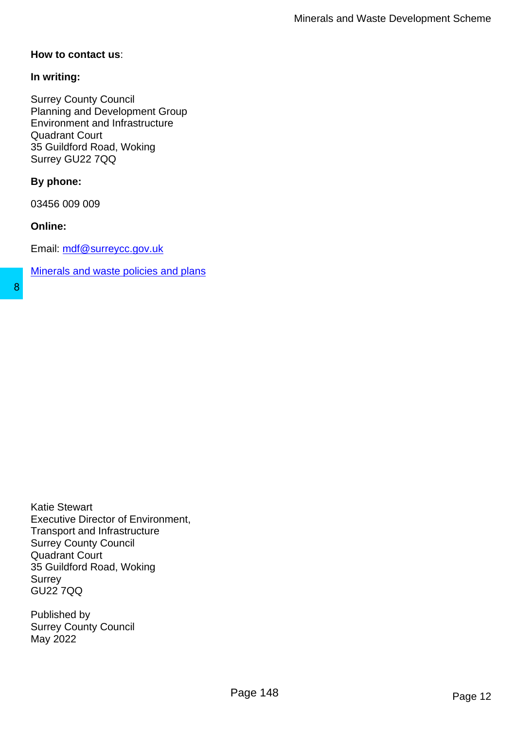**How to contact us**:

**In writing:**

Surrey County Council
Planning and Development Group
Environment and Infrastructure
Quadrant Court
35 Guildford Road, Woking
Surrey GU22 7QQ

**By phone:**

03456 009 009

**Online:**

Email: mdf@surreycc.gov.uk

Minerals and waste policies and plans

Katie Stewart
Executive Director of Environment,
Transport and Infrastructure
Surrey County Council
Quadrant Court
35 Guildford Road, Woking
Surrey
GU22 7QQ

Published by
Surrey County Council
May 2022